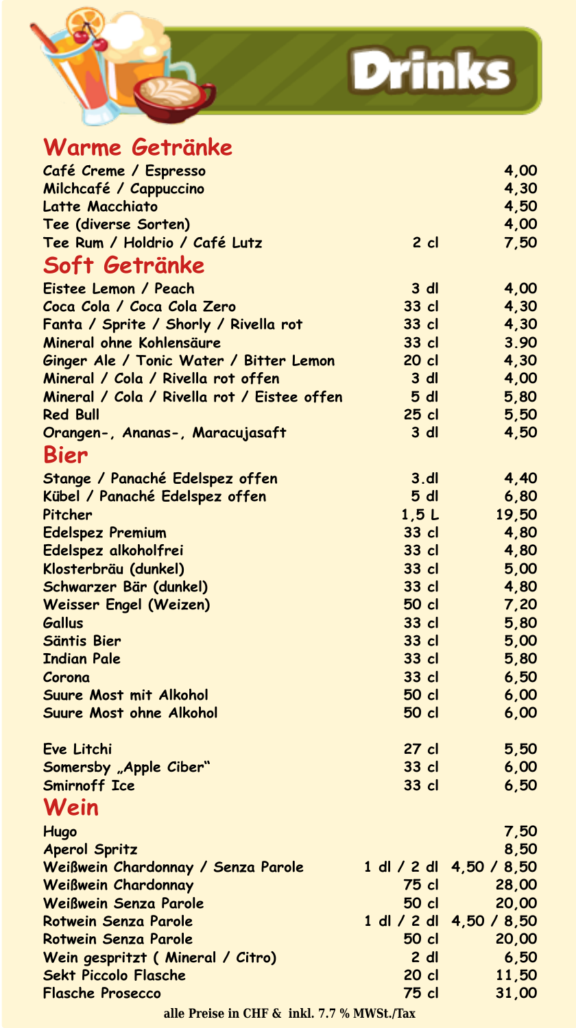# Drinks

## Warme Getränke

| | | |
|---|---|---|
| Café Creme / Espresso | | 4,00 |
| Milchcafé / Cappuccino | | 4,30 |
| Latte Macchiato | | 4,50 |
| Tee (diverse Sorten) | | 4,00 |
| Tee Rum / Holdrio / Café Lutz | 2 cl | 7,50 |

## Soft Getränke

| | | |
|---|---|---|
| Eistee Lemon / Peach | 3 dl | 4,00 |
| Coca Cola / Coca Cola Zero | 33 cl | 4,30 |
| Fanta / Sprite / Shorly / Rivella rot | 33 cl | 4,30 |
| Mineral ohne Kohlensäure | 33 cl | 3.90 |
| Ginger Ale / Tonic Water / Bitter Lemon | 20 cl | 4,30 |
| Mineral / Cola / Rivella rot offen | 3 dl | 4,00 |
| Mineral / Cola / Rivella rot / Eistee offen | 5 dl | 5,80 |
| Red Bull | 25 cl | 5,50 |
| Orangen-, Ananas-, Maracujasaft | 3 dl | 4,50 |

## Bier

| | | |
|---|---|---|
| Stange / Panaché Edelspez offen | 3.dl | 4,40 |
| Kübel / Panaché Edelspez offen | 5 dl | 6,80 |
| Pitcher | 1,5 L | 19,50 |
| Edelspez Premium | 33 cl | 4,80 |
| Edelspez alkoholfrei | 33 cl | 4,80 |
| Klosterbräu (dunkel) | 33 cl | 5,00 |
| Schwarzer Bär (dunkel) | 33 cl | 4,80 |
| Weisser Engel (Weizen) | 50 cl | 7,20 |
| Gallus | 33 cl | 5,80 |
| Säntis Bier | 33 cl | 5,00 |
| Indian Pale | 33 cl | 5,80 |
| Corona | 33 cl | 6,50 |
| Suure Most mit Alkohol | 50 cl | 6,00 |
| Suure Most ohne Alkohol | 50 cl | 6,00 |
| | | |
| Eve Litchi | 27 cl | 5,50 |
| Somersby „Apple Ciber" | 33 cl | 6,00 |
| Smirnoff Ice | 33 cl | 6,50 |

## Wein

| | | |
|---|---|---|
| Hugo | | 7,50 |
| Aperol Spritz | | 8,50 |
| Weißwein Chardonnay / Senza Parole | 1 dl / 2 dl | 4,50 / 8,50 |
| Weißwein Chardonnay | 75 cl | 28,00 |
| Weißwein Senza Parole | 50 cl | 20,00 |
| Rotwein Senza Parole | 1 dl / 2 dl | 4,50 / 8,50 |
| Rotwein Senza Parole | 50 cl | 20,00 |
| Wein gespritzt ( Mineral / Citro) | 2 dl | 6,50 |
| Sekt Piccolo Flasche | 20 cl | 11,50 |
| Flasche Prosecco | 75 cl | 31,00 |

**alle Preise in CHF & inkl. 7.7 % MWSt./Tax**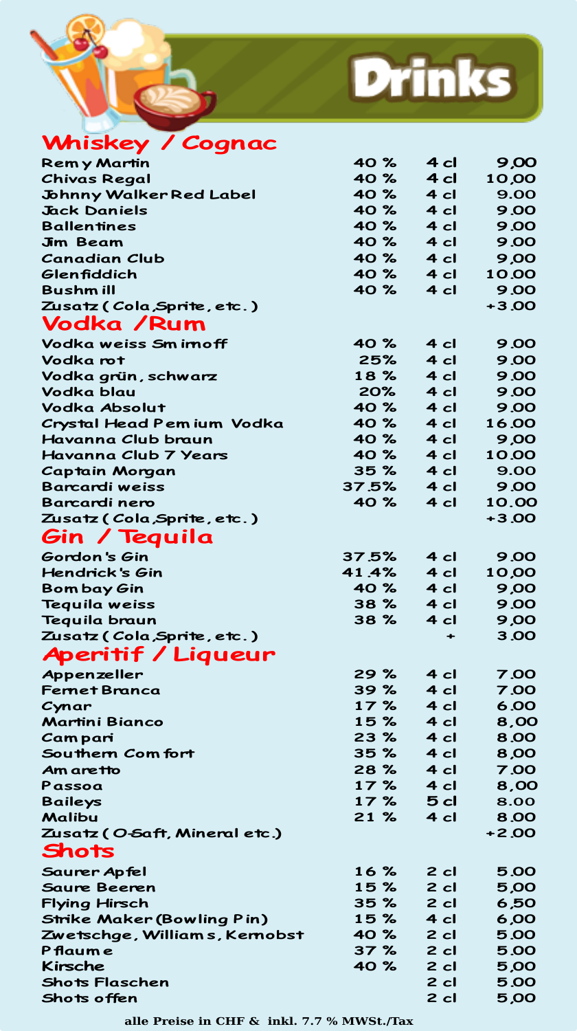# Drinks

## Whiskey / Cognac

| | | | |
|---|---|---|---|
| Remy Martin | 40 % | 4 cl | 9,00 |
| Chivas Regal | 40 % | 4 cl | 10,00 |
| Johnny Walker Red Label | 40 % | 4 cl | 9.00 |
| Jack Daniels | 40 % | 4 cl | 9.00 |
| Ballentines | 40 % | 4 cl | 9.00 |
| Jim Beam | 40 % | 4 cl | 9.00 |
| Canadian Club | 40 % | 4 cl | 9,00 |
| Glenfiddich | 40 % | 4 cl | 10.00 |
| Bushmill | 40 % | 4 cl | 9.00 |
| Zusatz (Cola,Sprite, etc.) | | | +3.00 |

## Vodka /Rum

| | | | |
|---|---|---|---|
| Vodka weiss Smirnoff | 40 % | 4 cl | 9.00 |
| Vodka rot | 25% | 4 cl | 9.00 |
| Vodka grün, schwarz | 18 % | 4 cl | 9.00 |
| Vodka blau | 20% | 4 cl | 9.00 |
| Vodka Absolut | 40 % | 4 cl | 9.00 |
| Crystal Head Pemium Vodka | 40 % | 4 cl | 16.00 |
| Havanna Club braun | 40 % | 4 cl | 9,00 |
| Havanna Club 7 Years | 40 % | 4 cl | 10.00 |
| Captain Morgan | 35 % | 4 cl | 9.00 |
| Barcardi weiss | 37.5% | 4 cl | 9.00 |
| Barcardi nero | 40 % | 4 cl | 10.00 |
| Zusatz (Cola,Sprite, etc.) | | | +3.00 |

## Gin / Tequila

| | | | |
|---|---|---|---|
| Gordon's Gin | 37.5% | 4 cl | 9.00 |
| Hendrick's Gin | 41.4% | 4 cl | 10,00 |
| Bombay Gin | 40 % | 4 cl | 9,00 |
| Tequila weiss | 38 % | 4 cl | 9.00 |
| Tequila braun | 38 % | 4 cl | 9,00 |
| Zusatz (Cola,Sprite, etc.) | | + | 3.00 |

## Aperitif / Liqueur

| | | | |
|---|---|---|---|
| Appenzeller | 29 % | 4 cl | 7.00 |
| Fernet Branca | 39 % | 4 cl | 7.00 |
| Cynar | 17 % | 4 cl | 6.00 |
| Martini Bianco | 15 % | 4 cl | 8,00 |
| Campari | 23 % | 4 cl | 8.00 |
| Southern Comfort | 35 % | 4 cl | 8,00 |
| Amaretto | 28 % | 4 cl | 7.00 |
| Passoa | 17 % | 4 cl | 8,00 |
| Baileys | 17 % | 5 cl | 8.00 |
| Malibu | 21 % | 4 cl | 8.00 |
| Zusatz (O-Saft, Mineral etc.) | | | +2.00 |

## Shots

| | | | |
|---|---|---|---|
| Saurer Apfel | 16 % | 2 cl | 5.00 |
| Saure Beeren | 15 % | 2 cl | 5,00 |
| Flying Hirsch | 35 % | 2 cl | 6,50 |
| Strike Maker (Bowling Pin) | 15 % | 4 cl | 6,00 |
| Zwetschge, Williams, Kernobst | 40 % | 2 cl | 5.00 |
| Pflaume | 37 % | 2 cl | 5.00 |
| Kirsche | 40 % | 2 cl | 5,00 |
| Shots Flaschen | | 2 cl | 5.00 |
| Shots offen | | 2 cl | 5,00 |

**alle Preise in CHF & inkl. 7.7 % MWSt./Tax**